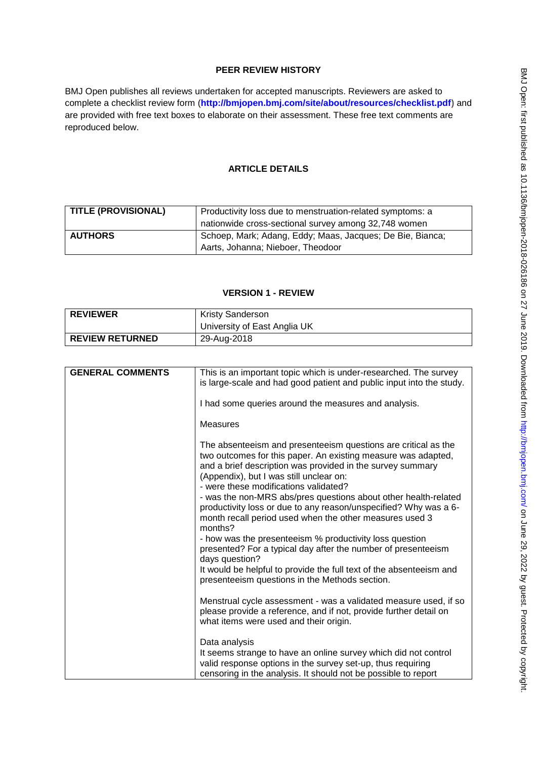## PEER REVIEW HISTORY

BMJ Open publishes all reviews undertaken for accepted manuscripts. Reviewers are asked to complete a checklist review form (**http://bmjopen.bmj.com/site/about/resources/checklist.pdf**) and are provided with free text boxes to elaborate on their assessment. These free text comments are reproduced below.

## ARTICLE DETAILS

| **TITLE (PROVISIONAL)** | Productivity loss due to menstruation-related symptoms: a nationwide cross-sectional survey among 32,748 women |
|---|---|
| **AUTHORS** | Schoep, Mark; Adang, Eddy; Maas, Jacques; De Bie, Bianca; Aarts, Johanna; Nieboer, Theodoor |

## VERSION 1 - REVIEW

| **REVIEWER** | Kristy Sanderson<br>University of East Anglia UK |
|---|---|
| **REVIEW RETURNED** | 29-Aug-2018 |

| **GENERAL COMMENTS** | This is an important topic which is under-researched. The survey is large-scale and had good patient and public input into the study.<br><br>I had some queries around the measures and analysis.<br><br>Measures<br><br>The absenteeism and presenteeism questions are critical as the two outcomes for this paper. An existing measure was adapted, and a brief description was provided in the survey summary (Appendix), but I was still unclear on:<br>- were these modifications validated?<br>- was the non-MRS abs/pres questions about other health-related productivity loss or due to any reason/unspecified? Why was a 6-month recall period used when the other measures used 3 months?<br>- how was the presenteeism % productivity loss question presented? For a typical day after the number of presenteeism days question?<br>It would be helpful to provide the full text of the absenteeism and presenteeism questions in the Methods section.<br><br>Menstrual cycle assessment - was a validated measure used, if so please provide a reference, and if not, provide further detail on what items were used and their origin.<br><br>Data analysis<br>It seems strange to have an online survey which did not control valid response options in the survey set-up, thus requiring censoring in the analysis. It should not be possible to report |
|---|---|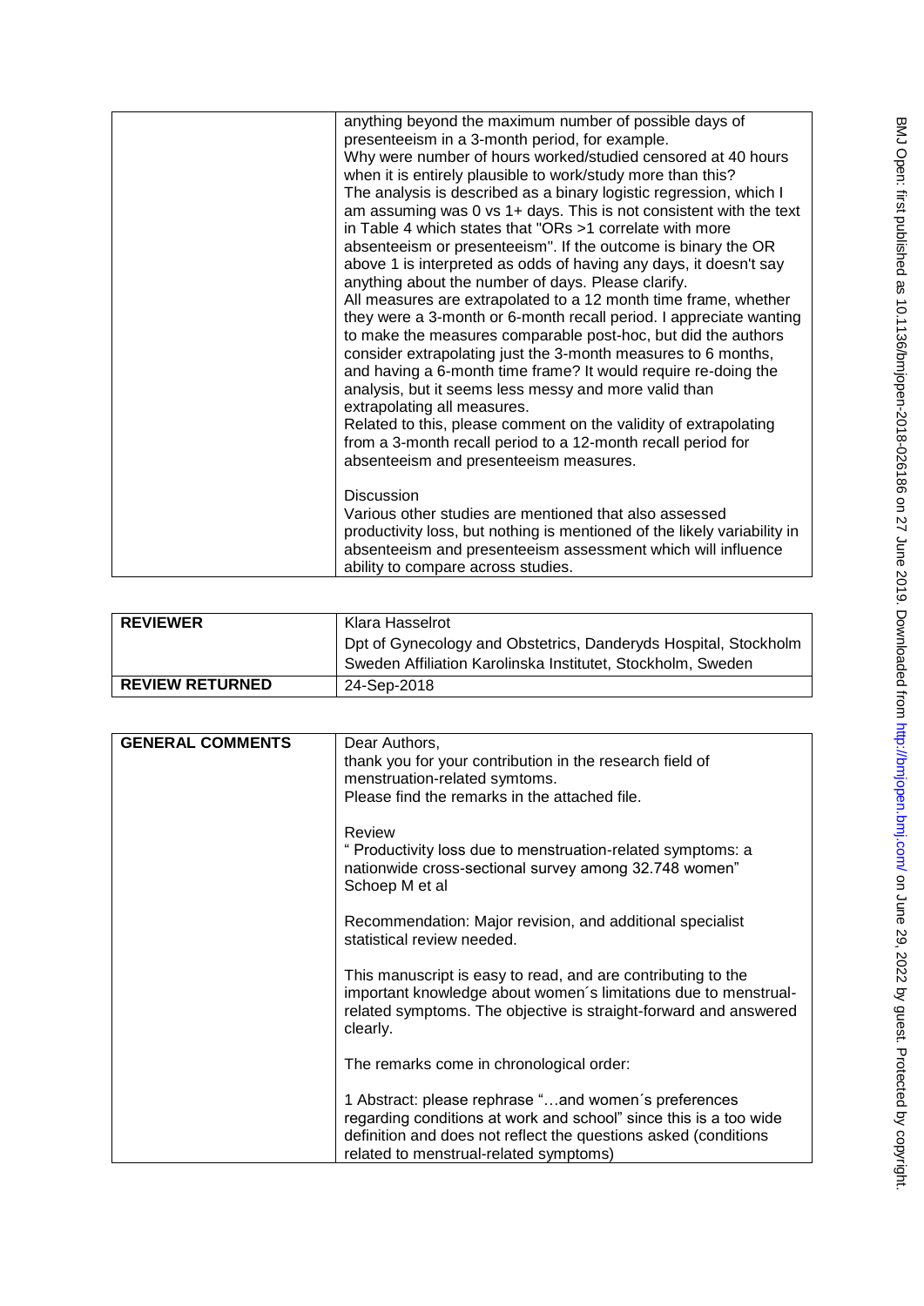| | |
|---|---|
| | anything beyond the maximum number of possible days of presenteeism in a 3-month period, for example.<br>Why were number of hours worked/studied censored at 40 hours when it is entirely plausible to work/study more than this?<br>The analysis is described as a binary logistic regression, which I am assuming was 0 vs 1+ days. This is not consistent with the text in Table 4 which states that "ORs >1 correlate with more absenteeism or presenteeism". If the outcome is binary the OR above 1 is interpreted as odds of having any days, it doesn't say anything about the number of days. Please clarify.<br>All measures are extrapolated to a 12 month time frame, whether they were a 3-month or 6-month recall period. I appreciate wanting to make the measures comparable post-hoc, but did the authors consider extrapolating just the 3-month measures to 6 months, and having a 6-month time frame? It would require re-doing the analysis, but it seems less messy and more valid than extrapolating all measures.<br>Related to this, please comment on the validity of extrapolating from a 3-month recall period to a 12-month recall period for absenteeism and presenteeism measures.<br><br>Discussion<br>Various other studies are mentioned that also assessed productivity loss, but nothing is mentioned of the likely variability in absenteeism and presenteeism assessment which will influence ability to compare across studies. |

| **REVIEWER** | Klara Hasselrot<br>Dpt of Gynecology and Obstetrics, Danderyds Hospital, Stockholm Sweden Affiliation Karolinska Institutet, Stockholm, Sweden |
|---|---|
| **REVIEW RETURNED** | 24-Sep-2018 |

| **GENERAL COMMENTS** | Dear Authors,<br>thank you for your contribution in the research field of menstruation-related symtoms.<br>Please find the remarks in the attached file.<br><br>Review<br>" Productivity loss due to menstruation-related symptoms: a nationwide cross-sectional survey among 32.748 women"<br>Schoep M et al<br><br>Recommendation: Major revision, and additional specialist statistical review needed.<br><br>This manuscript is easy to read, and are contributing to the important knowledge about women´s limitations due to menstrual-related symptoms. The objective is straight-forward and answered clearly.<br><br>The remarks come in chronological order:<br><br>1 Abstract: please rephrase "…and women´s preferences regarding conditions at work and school" since this is a too wide definition and does not reflect the questions asked (conditions related to menstrual-related symptoms) |
|---|---|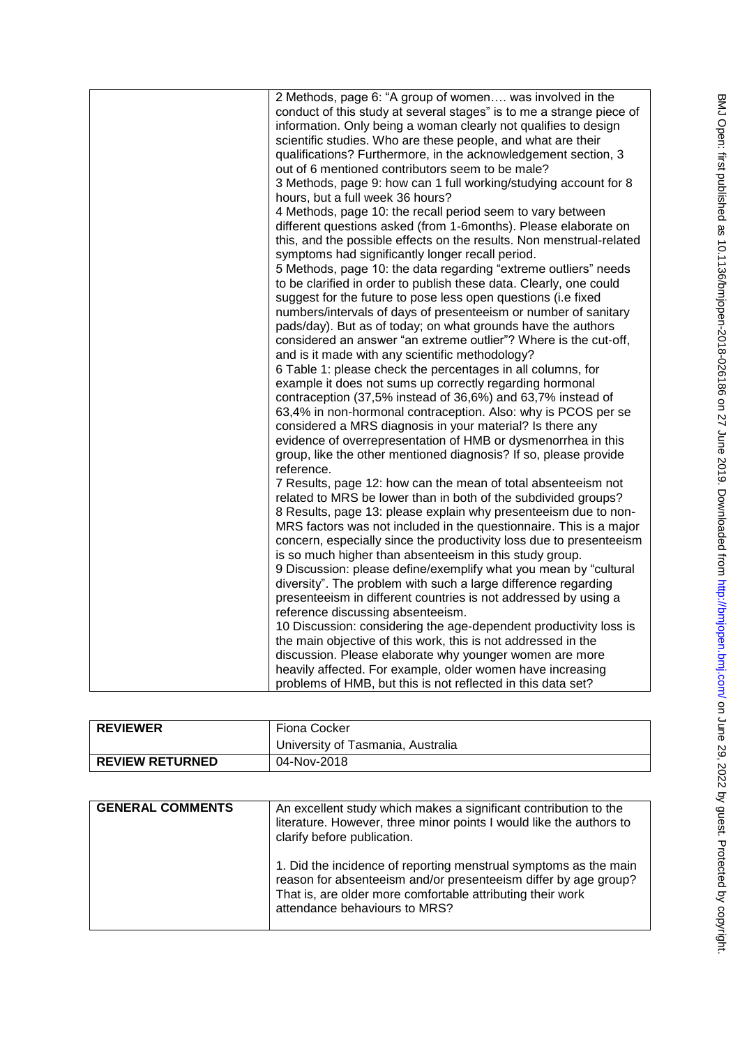| | |
|---|---|
| | 2 Methods, page 6: "A group of women…. was involved in the conduct of this study at several stages" is to me a strange piece of information. Only being a woman clearly not qualifies to design scientific studies. Who are these people, and what are their qualifications? Furthermore, in the acknowledgement section, 3 out of 6 mentioned contributors seem to be male?<br>3 Methods, page 9: how can 1 full working/studying account for 8 hours, but a full week 36 hours?<br>4 Methods, page 10: the recall period seem to vary between different questions asked (from 1-6months). Please elaborate on this, and the possible effects on the results. Non menstrual-related symptoms had significantly longer recall period.<br>5 Methods, page 10: the data regarding "extreme outliers" needs to be clarified in order to publish these data. Clearly, one could suggest for the future to pose less open questions (i.e fixed numbers/intervals of days of presenteeism or number of sanitary pads/day). But as of today; on what grounds have the authors considered an answer "an extreme outlier"? Where is the cut-off, and is it made with any scientific methodology?<br>6 Table 1: please check the percentages in all columns, for example it does not sums up correctly regarding hormonal contraception (37,5% instead of 36,6%) and 63,7% instead of 63,4% in non-hormonal contraception. Also: why is PCOS per se considered a MRS diagnosis in your material? Is there any evidence of overrepresentation of HMB or dysmenorrhea in this group, like the other mentioned diagnosis? If so, please provide reference.<br>7 Results, page 12: how can the mean of total absenteeism not related to MRS be lower than in both of the subdivided groups?<br>8 Results, page 13: please explain why presenteeism due to non-MRS factors was not included in the questionnaire. This is a major concern, especially since the productivity loss due to presenteeism is so much higher than absenteeism in this study group.<br>9 Discussion: please define/exemplify what you mean by "cultural diversity". The problem with such a large difference regarding presenteeism in different countries is not addressed by using a reference discussing absenteeism.<br>10 Discussion: considering the age-dependent productivity loss is the main objective of this work, this is not addressed in the discussion. Please elaborate why younger women are more heavily affected. For example, older women have increasing problems of HMB, but this is not reflected in this data set? |

| | |
|---|---|
| **REVIEWER** | Fiona Cocker<br>University of Tasmania, Australia |
| **REVIEW RETURNED** | 04-Nov-2018 |

| | |
|---|---|
| **GENERAL COMMENTS** | An excellent study which makes a significant contribution to the literature. However, three minor points I would like the authors to clarify before publication.<br><br>1. Did the incidence of reporting menstrual symptoms as the main reason for absenteeism and/or presenteeism differ by age group? That is, are older more comfortable attributing their work attendance behaviours to MRS? |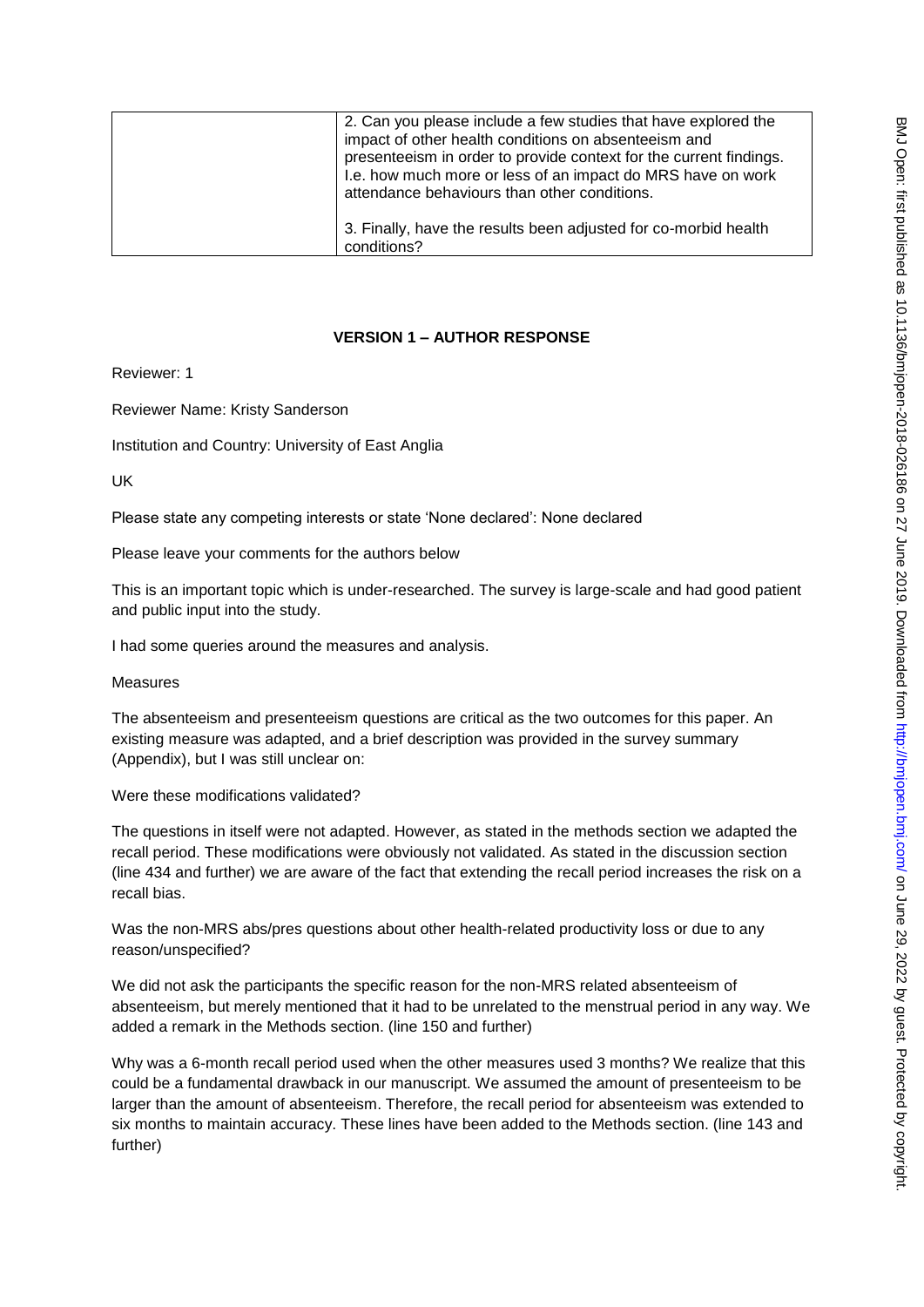| | 2. Can you please include a few studies that have explored the impact of other health conditions on absenteeism and presenteeism in order to provide context for the current findings. I.e. how much more or less of an impact do MRS have on work attendance behaviours than other conditions.<br><br>3. Finally, have the results been adjusted for co-morbid health conditions? |
|---|---|

**VERSION 1 – AUTHOR RESPONSE**

Reviewer: 1

Reviewer Name: Kristy Sanderson

Institution and Country: University of East Anglia

UK

Please state any competing interests or state 'None declared': None declared

Please leave your comments for the authors below

This is an important topic which is under-researched. The survey is large-scale and had good patient and public input into the study.

I had some queries around the measures and analysis.

Measures

The absenteeism and presenteeism questions are critical as the two outcomes for this paper. An existing measure was adapted, and a brief description was provided in the survey summary (Appendix), but I was still unclear on:

Were these modifications validated?

The questions in itself were not adapted. However, as stated in the methods section we adapted the recall period. These modifications were obviously not validated. As stated in the discussion section (line 434 and further) we are aware of the fact that extending the recall period increases the risk on a recall bias.

Was the non-MRS abs/pres questions about other health-related productivity loss or due to any reason/unspecified?

We did not ask the participants the specific reason for the non-MRS related absenteeism of absenteeism, but merely mentioned that it had to be unrelated to the menstrual period in any way. We added a remark in the Methods section. (line 150 and further)

Why was a 6-month recall period used when the other measures used 3 months? We realize that this could be a fundamental drawback in our manuscript. We assumed the amount of presenteeism to be larger than the amount of absenteeism. Therefore, the recall period for absenteeism was extended to six months to maintain accuracy. These lines have been added to the Methods section. (line 143 and further)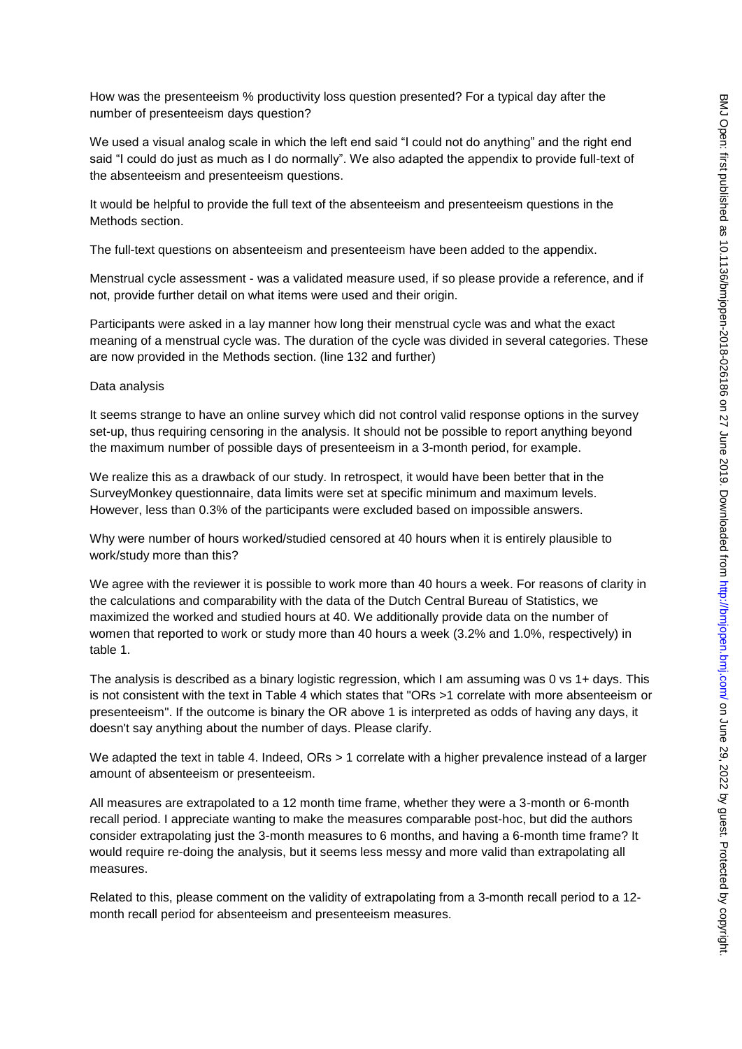How was the presenteeism % productivity loss question presented? For a typical day after the number of presenteeism days question?

We used a visual analog scale in which the left end said "I could not do anything" and the right end said "I could do just as much as I do normally". We also adapted the appendix to provide full-text of the absenteeism and presenteeism questions.

It would be helpful to provide the full text of the absenteeism and presenteeism questions in the Methods section.

The full-text questions on absenteeism and presenteeism have been added to the appendix.

Menstrual cycle assessment - was a validated measure used, if so please provide a reference, and if not, provide further detail on what items were used and their origin.

Participants were asked in a lay manner how long their menstrual cycle was and what the exact meaning of a menstrual cycle was. The duration of the cycle was divided in several categories. These are now provided in the Methods section. (line 132 and further)

Data analysis

It seems strange to have an online survey which did not control valid response options in the survey set-up, thus requiring censoring in the analysis. It should not be possible to report anything beyond the maximum number of possible days of presenteeism in a 3-month period, for example.

We realize this as a drawback of our study. In retrospect, it would have been better that in the SurveyMonkey questionnaire, data limits were set at specific minimum and maximum levels. However, less than 0.3% of the participants were excluded based on impossible answers.

Why were number of hours worked/studied censored at 40 hours when it is entirely plausible to work/study more than this?

We agree with the reviewer it is possible to work more than 40 hours a week. For reasons of clarity in the calculations and comparability with the data of the Dutch Central Bureau of Statistics, we maximized the worked and studied hours at 40. We additionally provide data on the number of women that reported to work or study more than 40 hours a week (3.2% and 1.0%, respectively) in table 1.

The analysis is described as a binary logistic regression, which I am assuming was 0 vs 1+ days. This is not consistent with the text in Table 4 which states that "ORs >1 correlate with more absenteeism or presenteeism". If the outcome is binary the OR above 1 is interpreted as odds of having any days, it doesn't say anything about the number of days. Please clarify.

We adapted the text in table 4. Indeed, ORs > 1 correlate with a higher prevalence instead of a larger amount of absenteeism or presenteeism.

All measures are extrapolated to a 12 month time frame, whether they were a 3-month or 6-month recall period. I appreciate wanting to make the measures comparable post-hoc, but did the authors consider extrapolating just the 3-month measures to 6 months, and having a 6-month time frame? It would require re-doing the analysis, but it seems less messy and more valid than extrapolating all measures.

Related to this, please comment on the validity of extrapolating from a 3-month recall period to a 12-month recall period for absenteeism and presenteeism measures.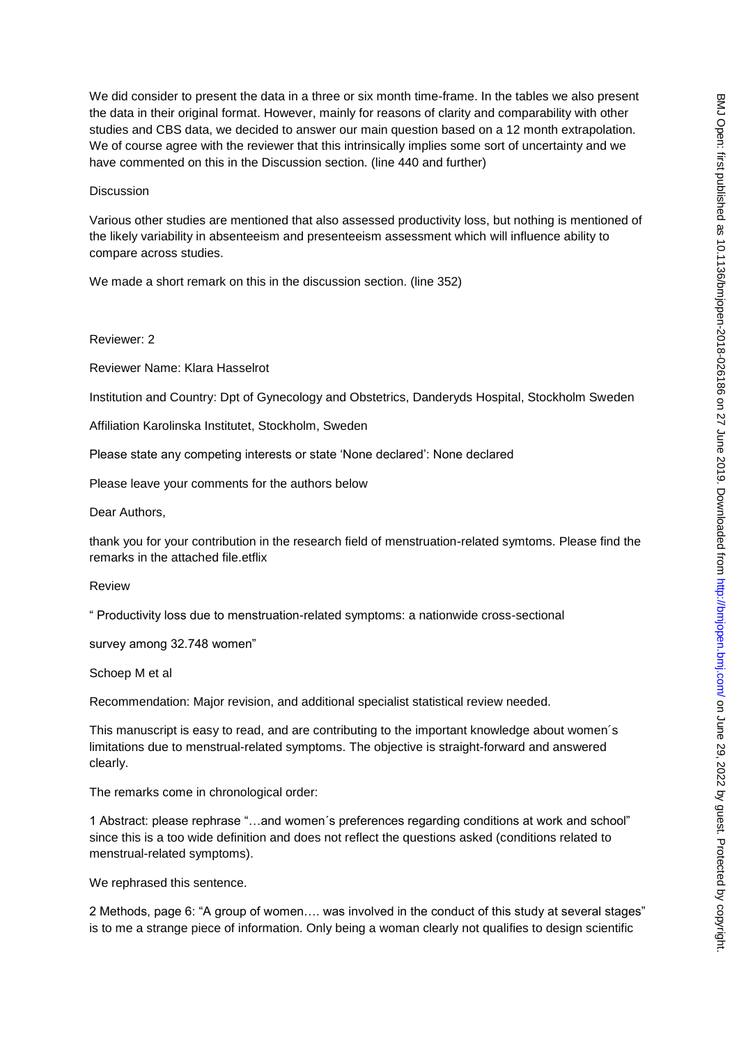We did consider to present the data in a three or six month time-frame. In the tables we also present the data in their original format. However, mainly for reasons of clarity and comparability with other studies and CBS data, we decided to answer our main question based on a 12 month extrapolation. We of course agree with the reviewer that this intrinsically implies some sort of uncertainty and we have commented on this in the Discussion section. (line 440 and further)

Discussion

Various other studies are mentioned that also assessed productivity loss, but nothing is mentioned of the likely variability in absenteeism and presenteeism assessment which will influence ability to compare across studies.

We made a short remark on this in the discussion section. (line 352)

Reviewer: 2

Reviewer Name: Klara Hasselrot

Institution and Country: Dpt of Gynecology and Obstetrics, Danderyds Hospital, Stockholm Sweden

Affiliation Karolinska Institutet, Stockholm, Sweden

Please state any competing interests or state 'None declared': None declared

Please leave your comments for the authors below

Dear Authors,

thank you for your contribution in the research field of menstruation-related symtoms. Please find the remarks in the attached file.etflix

Review

" Productivity loss due to menstruation-related symptoms: a nationwide cross-sectional

survey among 32.748 women"

Schoep M et al

Recommendation: Major revision, and additional specialist statistical review needed.

This manuscript is easy to read, and are contributing to the important knowledge about women´s limitations due to menstrual-related symptoms. The objective is straight-forward and answered clearly.

The remarks come in chronological order:

1 Abstract: please rephrase "…and women´s preferences regarding conditions at work and school" since this is a too wide definition and does not reflect the questions asked (conditions related to menstrual-related symptoms).

We rephrased this sentence.

2 Methods, page 6: "A group of women…. was involved in the conduct of this study at several stages" is to me a strange piece of information. Only being a woman clearly not qualifies to design scientific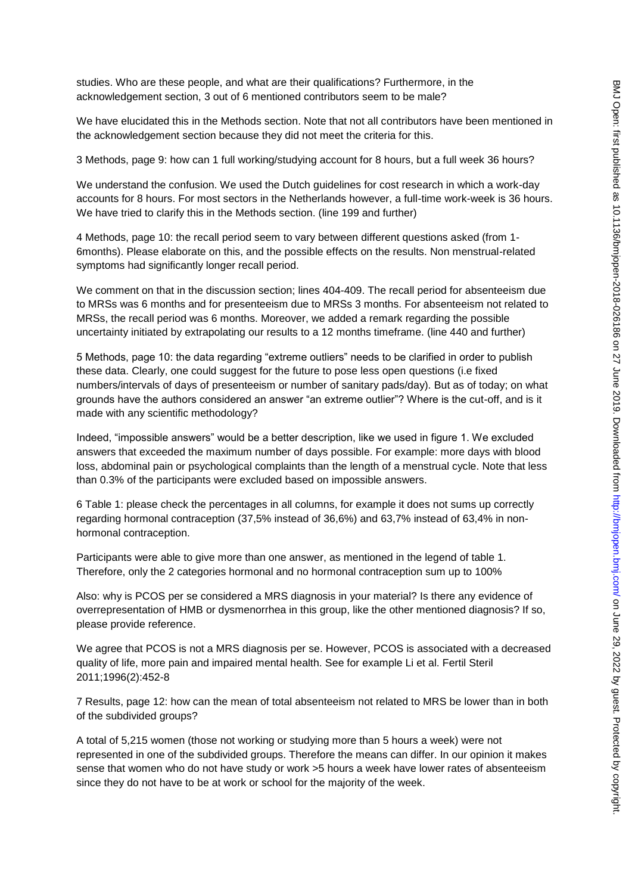studies. Who are these people, and what are their qualifications? Furthermore, in the acknowledgement section, 3 out of 6 mentioned contributors seem to be male?

We have elucidated this in the Methods section. Note that not all contributors have been mentioned in the acknowledgement section because they did not meet the criteria for this.

3 Methods, page 9: how can 1 full working/studying account for 8 hours, but a full week 36 hours?

We understand the confusion. We used the Dutch guidelines for cost research in which a work-day accounts for 8 hours. For most sectors in the Netherlands however, a full-time work-week is 36 hours. We have tried to clarify this in the Methods section. (line 199 and further)

4 Methods, page 10: the recall period seem to vary between different questions asked (from 1-6months). Please elaborate on this, and the possible effects on the results. Non menstrual-related symptoms had significantly longer recall period.

We comment on that in the discussion section; lines 404-409. The recall period for absenteeism due to MRSs was 6 months and for presenteeism due to MRSs 3 months. For absenteeism not related to MRSs, the recall period was 6 months. Moreover, we added a remark regarding the possible uncertainty initiated by extrapolating our results to a 12 months timeframe. (line 440 and further)

5 Methods, page 10: the data regarding "extreme outliers" needs to be clarified in order to publish these data. Clearly, one could suggest for the future to pose less open questions (i.e fixed numbers/intervals of days of presenteeism or number of sanitary pads/day). But as of today; on what grounds have the authors considered an answer "an extreme outlier"? Where is the cut-off, and is it made with any scientific methodology?

Indeed, "impossible answers" would be a better description, like we used in figure 1. We excluded answers that exceeded the maximum number of days possible. For example: more days with blood loss, abdominal pain or psychological complaints than the length of a menstrual cycle. Note that less than 0.3% of the participants were excluded based on impossible answers.

6 Table 1: please check the percentages in all columns, for example it does not sums up correctly regarding hormonal contraception (37,5% instead of 36,6%) and 63,7% instead of 63,4% in non-hormonal contraception.

Participants were able to give more than one answer, as mentioned in the legend of table 1. Therefore, only the 2 categories hormonal and no hormonal contraception sum up to 100%

Also: why is PCOS per se considered a MRS diagnosis in your material? Is there any evidence of overrepresentation of HMB or dysmenorrhea in this group, like the other mentioned diagnosis? If so, please provide reference.

We agree that PCOS is not a MRS diagnosis per se. However, PCOS is associated with a decreased quality of life, more pain and impaired mental health. See for example Li et al. Fertil Steril 2011;1996(2):452-8

7 Results, page 12: how can the mean of total absenteeism not related to MRS be lower than in both of the subdivided groups?

A total of 5,215 women (those not working or studying more than 5 hours a week) were not represented in one of the subdivided groups. Therefore the means can differ. In our opinion it makes sense that women who do not have study or work >5 hours a week have lower rates of absenteeism since they do not have to be at work or school for the majority of the week.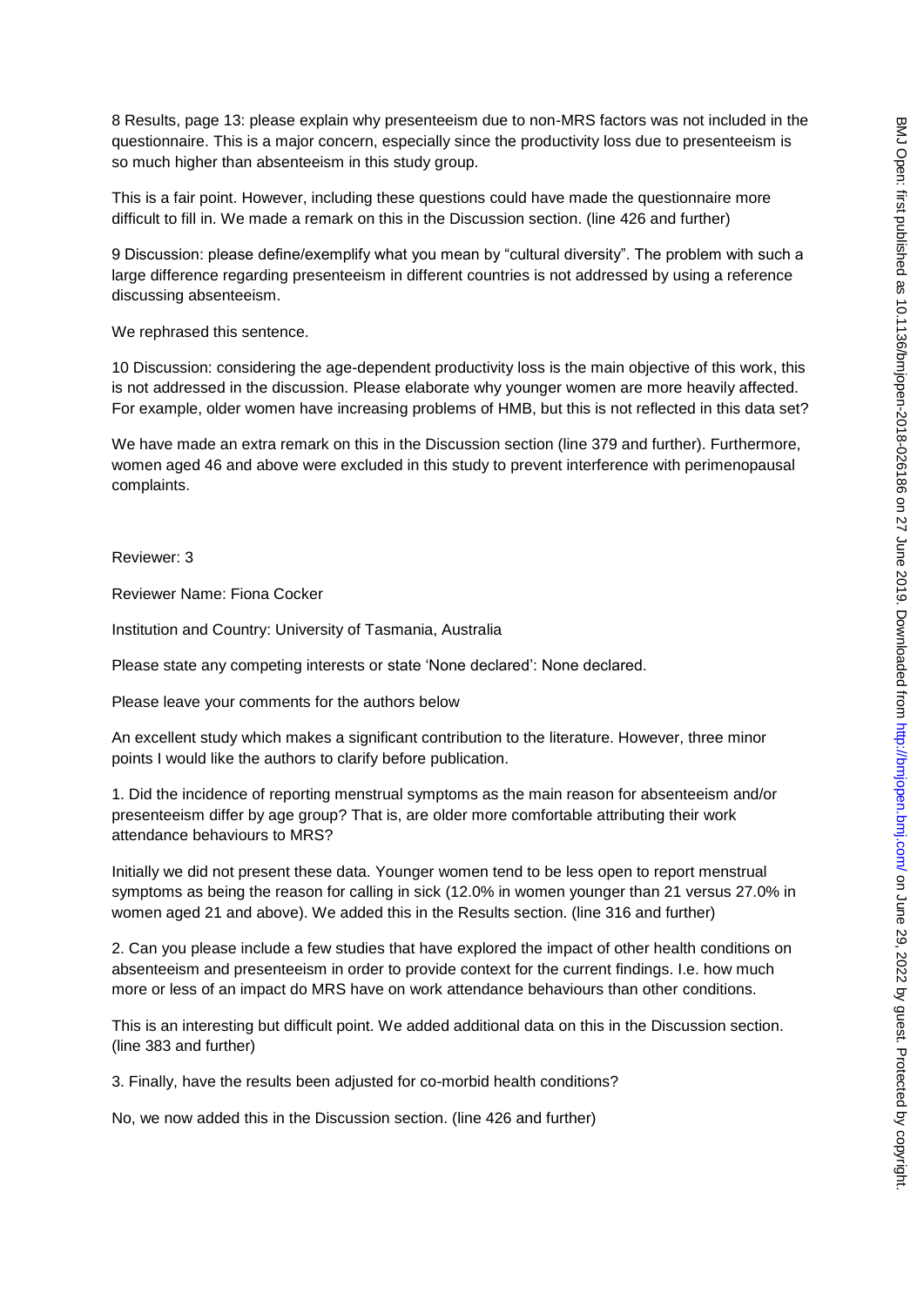8 Results, page 13: please explain why presenteeism due to non-MRS factors was not included in the questionnaire. This is a major concern, especially since the productivity loss due to presenteeism is so much higher than absenteeism in this study group.

This is a fair point. However, including these questions could have made the questionnaire more difficult to fill in. We made a remark on this in the Discussion section. (line 426 and further)

9 Discussion: please define/exemplify what you mean by "cultural diversity". The problem with such a large difference regarding presenteeism in different countries is not addressed by using a reference discussing absenteeism.

We rephrased this sentence.

10 Discussion: considering the age-dependent productivity loss is the main objective of this work, this is not addressed in the discussion. Please elaborate why younger women are more heavily affected. For example, older women have increasing problems of HMB, but this is not reflected in this data set?

We have made an extra remark on this in the Discussion section (line 379 and further). Furthermore, women aged 46 and above were excluded in this study to prevent interference with perimenopausal complaints.

Reviewer: 3

Reviewer Name: Fiona Cocker

Institution and Country: University of Tasmania, Australia

Please state any competing interests or state 'None declared': None declared.

Please leave your comments for the authors below

An excellent study which makes a significant contribution to the literature. However, three minor points I would like the authors to clarify before publication.

1. Did the incidence of reporting menstrual symptoms as the main reason for absenteeism and/or presenteeism differ by age group? That is, are older more comfortable attributing their work attendance behaviours to MRS?

Initially we did not present these data. Younger women tend to be less open to report menstrual symptoms as being the reason for calling in sick (12.0% in women younger than 21 versus 27.0% in women aged 21 and above). We added this in the Results section. (line 316 and further)

2. Can you please include a few studies that have explored the impact of other health conditions on absenteeism and presenteeism in order to provide context for the current findings. I.e. how much more or less of an impact do MRS have on work attendance behaviours than other conditions.

This is an interesting but difficult point. We added additional data on this in the Discussion section. (line 383 and further)

3. Finally, have the results been adjusted for co-morbid health conditions?

No, we now added this in the Discussion section. (line 426 and further)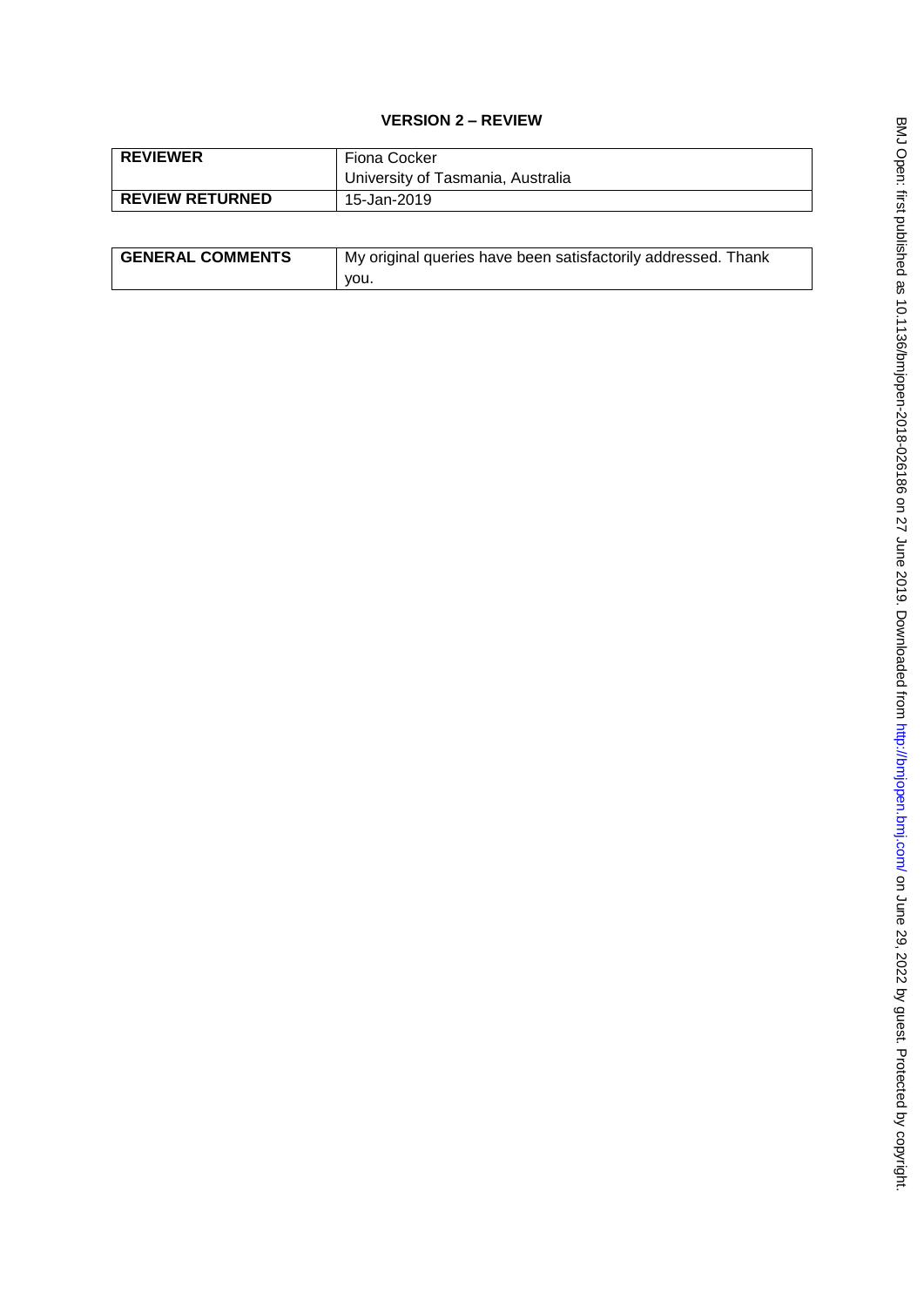**VERSION 2 – REVIEW**

| | |
|---|---|
| **REVIEWER** | Fiona Cocker<br>University of Tasmania, Australia |
| **REVIEW RETURNED** | 15-Jan-2019 |

| | |
|---|---|
| **GENERAL COMMENTS** | My original queries have been satisfactorily addressed. Thank you. |